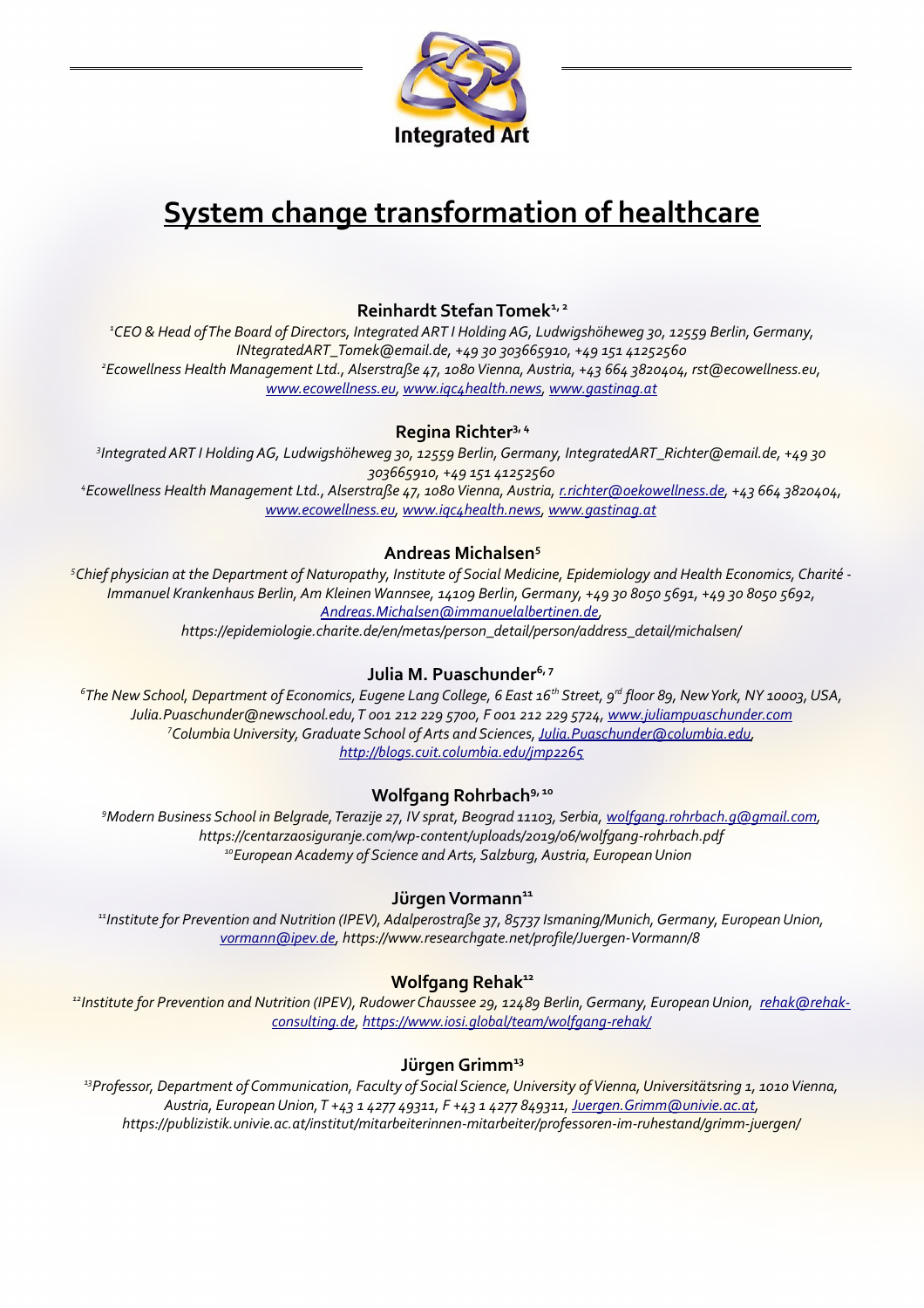Integrated Art

# System change transformation of healthcare

**Reinhardt Stefan Tomek[1, 2]**

*[1]CEO & Head of The Board of Directors, Integrated ART I Holding AG, Ludwigshöheweg 30, 12559 Berlin, Germany, INtegratedART_Tomek@email.de, +49 30 303665910, +49 151 41252560*
*[2]Ecowellness Health Management Ltd., Alserstraße 47, 1080 Vienna, Austria, +43 664 3820404, rst@ecowellness.eu, www.ecowellness.eu, www.iqc4health.news, www.gastinag.at*

**Regina Richter[3, 4]**

*[3]Integrated ART I Holding AG, Ludwigshöheweg 30, 12559 Berlin, Germany, IntegratedART_Richter@email.de, +49 30 303665910, +49 151 41252560*
*[4]Ecowellness Health Management Ltd., Alserstraße 47, 1080 Vienna, Austria, r.richter@oekowellness.de, +43 664 3820404, www.ecowellness.eu, www.iqc4health.news, www.gastinag.at*

**Andreas Michalsen[5]**

*[5]Chief physician at the Department of Naturopathy, Institute of Social Medicine, Epidemiology and Health Economics, Charité - Immanuel Krankenhaus Berlin, Am Kleinen Wannsee, 14109 Berlin, Germany, +49 30 8050 5691, +49 30 8050 5692, Andreas.Michalsen@immanuelalbertinen.de, https://epidemiologie.charite.de/en/metas/person_detail/person/address_detail/michalsen/*

**Julia M. Puaschunder[6, 7]**

*[6]The New School, Department of Economics, Eugene Lang College, 6 East 16th Street, 9rd floor 89, New York, NY 10003, USA, Julia.Puaschunder@newschool.edu, T 001 212 229 5700, F 001 212 229 5724, www.juliampuaschunder.com*
*[7]Columbia University, Graduate School of Arts and Sciences, Julia.Puaschunder@columbia.edu, http://blogs.cuit.columbia.edu/jmp2265*

**Wolfgang Rohrbach[9, 10]**

*[9]Modern Business School in Belgrade, Terazije 27, IV sprat, Beograd 11103, Serbia, wolfgang.rohrbach.g@gmail.com, https://centarzaosiguranje.com/wp-content/uploads/2019/06/wolfgang-rohrbach.pdf*
*[10]European Academy of Science and Arts, Salzburg, Austria, European Union*

**Jürgen Vormann[11]**

*[11]Institute for Prevention and Nutrition (IPEV), Adalperostraße 37, 85737 Ismaning/Munich, Germany, European Union, vormann@ipev.de, https://www.researchgate.net/profile/Juergen-Vormann/8*

**Wolfgang Rehak[12]**

*[12]Institute for Prevention and Nutrition (IPEV), Rudower Chaussee 29, 12489 Berlin, Germany, European Union, rehak@rehak-consulting.de, https://www.iosi.global/team/wolfgang-rehak/*

**Jürgen Grimm[13]**

*[13]Professor, Department of Communication, Faculty of Social Science, University of Vienna, Universitätsring 1, 1010 Vienna, Austria, European Union, T +43 1 4277 49311, F +43 1 4277 849311, Juergen.Grimm@univie.ac.at, https://publizistik.univie.ac.at/institut/mitarbeiterinnen-mitarbeiter/professoren-im-ruhestand/grimm-juergen/*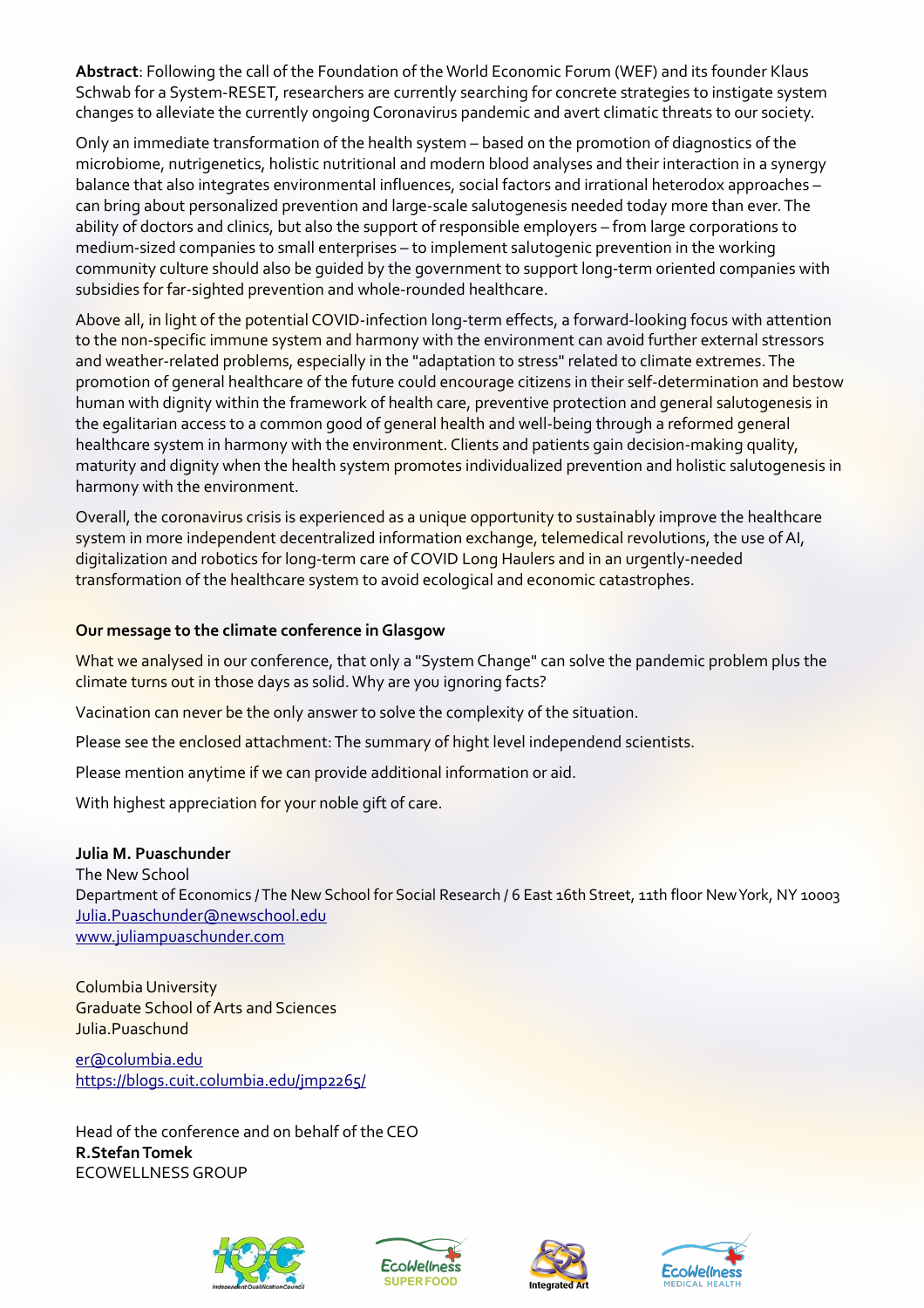**Abstract**: Following the call of the Foundation of the World Economic Forum (WEF) and its founder Klaus Schwab for a System-RESET, researchers are currently searching for concrete strategies to instigate system changes to alleviate the currently ongoing Coronavirus pandemic and avert climatic threats to our society.

Only an immediate transformation of the health system – based on the promotion of diagnostics of the microbiome, nutrigenetics, holistic nutritional and modern blood analyses and their interaction in a synergy balance that also integrates environmental influences, social factors and irrational heterodox approaches – can bring about personalized prevention and large-scale salutogenesis needed today more than ever. The ability of doctors and clinics, but also the support of responsible employers – from large corporations to medium-sized companies to small enterprises – to implement salutogenic prevention in the working community culture should also be guided by the government to support long-term oriented companies with subsidies for far-sighted prevention and whole-rounded healthcare.

Above all, in light of the potential COVID-infection long-term effects, a forward-looking focus with attention to the non-specific immune system and harmony with the environment can avoid further external stressors and weather-related problems, especially in the "adaptation to stress" related to climate extremes. The promotion of general healthcare of the future could encourage citizens in their self-determination and bestow human with dignity within the framework of health care, preventive protection and general salutogenesis in the egalitarian access to a common good of general health and well-being through a reformed general healthcare system in harmony with the environment. Clients and patients gain decision-making quality, maturity and dignity when the health system promotes individualized prevention and holistic salutogenesis in harmony with the environment.

Overall, the coronavirus crisis is experienced as a unique opportunity to sustainably improve the healthcare system in more independent decentralized information exchange, telemedical revolutions, the use of AI, digitalization and robotics for long-term care of COVID Long Haulers and in an urgently-needed transformation of the healthcare system to avoid ecological and economic catastrophes.

**Our message to the climate conference in Glasgow**

What we analysed in our conference, that only a "System Change" can solve the pandemic problem plus the climate turns out in those days as solid. Why are you ignoring facts?

Vacination can never be the only answer to solve the complexity of the situation.

Please see the enclosed attachment: The summary of hight level independend scientists.

Please mention anytime if we can provide additional information or aid.

With highest appreciation for your noble gift of care.

**Julia M. Puaschunder**
The New School
Department of Economics / The New School for Social Research / 6 East 16th Street, 11th floor New York, NY 10003
Julia.Puaschunder@newschool.edu
www.juliampuaschunder.com

Columbia University
Graduate School of Arts and Sciences
Julia.Puaschund

er@columbia.edu
https://blogs.cuit.columbia.edu/jmp2265/

Head of the conference and on behalf of the CEO
**R.Stefan Tomek**
ECOWELLNESS GROUP

Independent Qualification Council

EcoWellness SUPER FOOD

Integrated Art

EcoWellness MEDICAL HEALTH